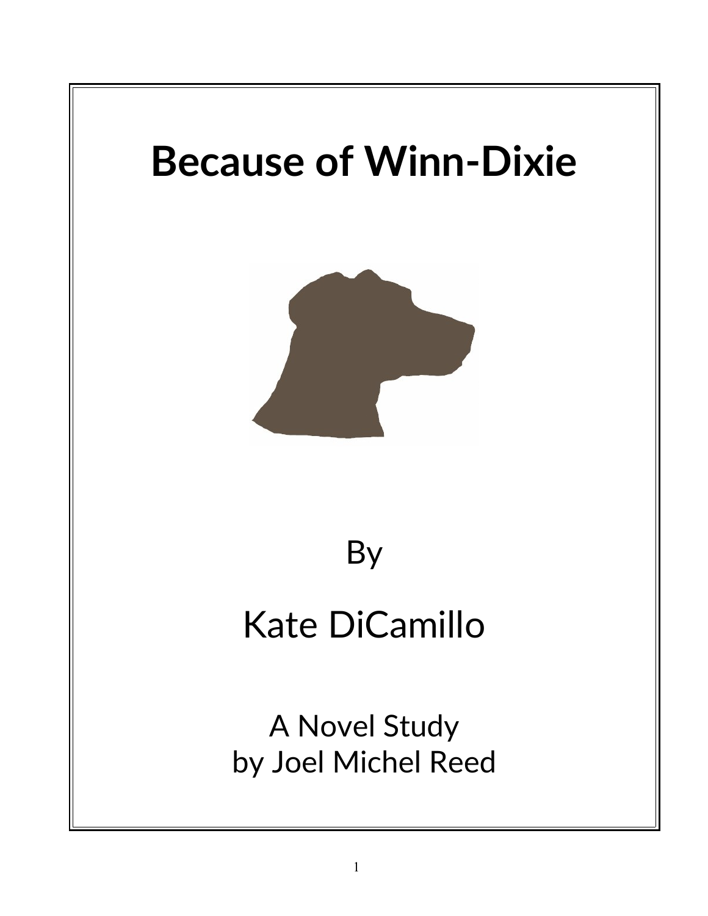# Because of Winn-Dixie

By

Kate DiCamillo

A Novel Study
by Joel Michel Reed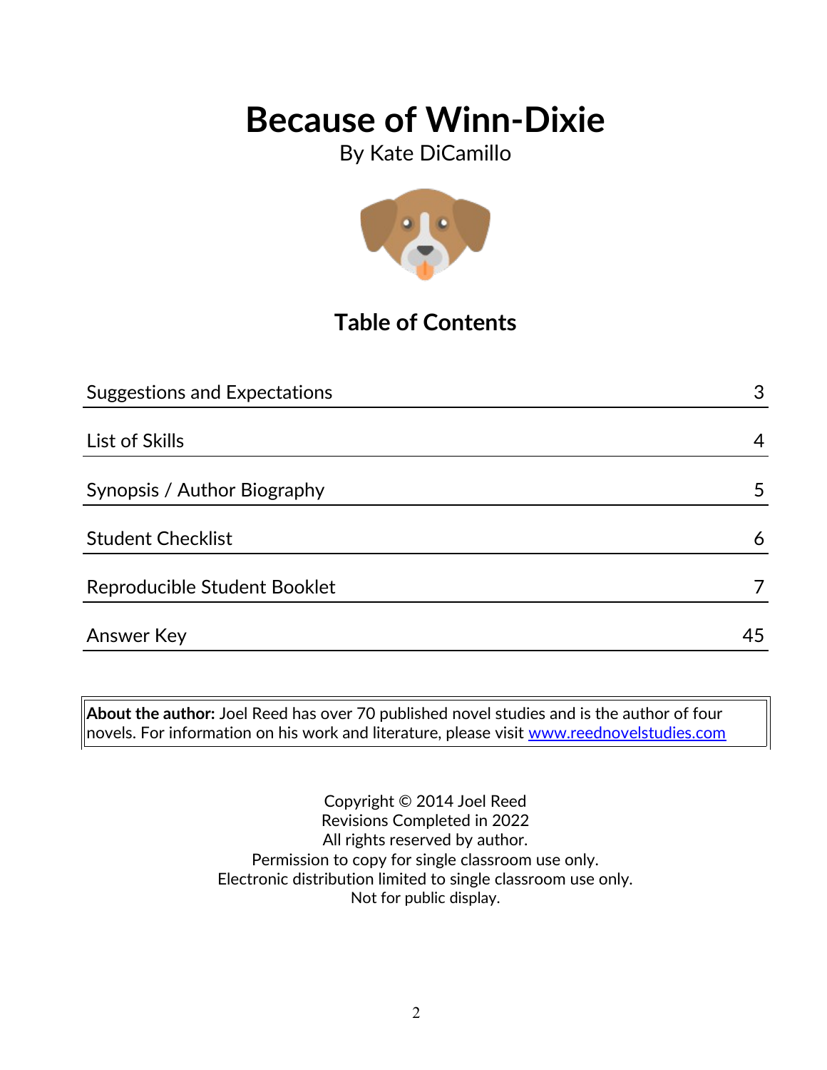# Because of Winn-Dixie

By Kate DiCamillo

## Table of Contents

| | |
|---|---|
| Suggestions and Expectations | 3 |
| List of Skills | 4 |
| Synopsis / Author Biography | 5 |
| Student Checklist | 6 |
| Reproducible Student Booklet | 7 |
| Answer Key | 45 |

**About the author:** Joel Reed has over 70 published novel studies and is the author of four novels. For information on his work and literature, please visit www.reednovelstudies.com

Copyright © 2014 Joel Reed
Revisions Completed in 2022
All rights reserved by author.
Permission to copy for single classroom use only.
Electronic distribution limited to single classroom use only.
Not for public display.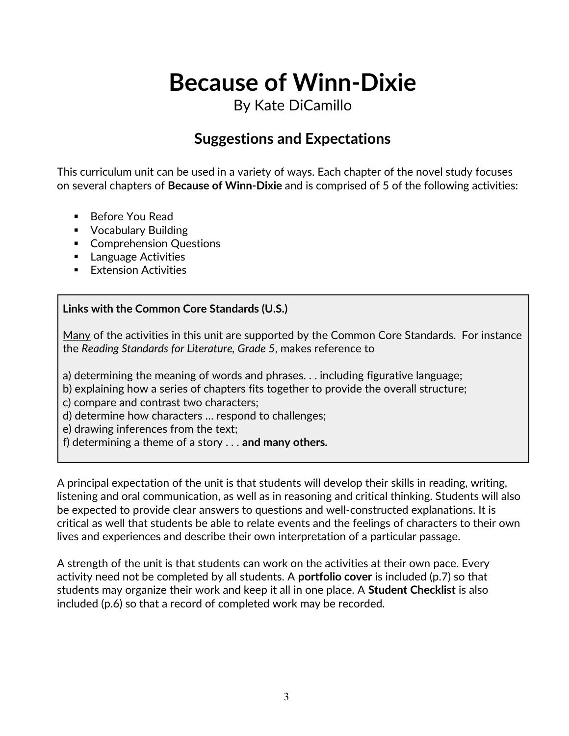# Because of Winn-Dixie

By Kate DiCamillo

## Suggestions and Expectations

This curriculum unit can be used in a variety of ways. Each chapter of the novel study focuses on several chapters of **Because of Winn-Dixie** and is comprised of 5 of the following activities:

- Before You Read
- Vocabulary Building
- Comprehension Questions
- Language Activities
- Extension Activities

**Links with the Common Core Standards (U.S.)**

<u>Many</u> of the activities in this unit are supported by the Common Core Standards. For instance the *Reading Standards for Literature, Grade 5*, makes reference to

a) determining the meaning of words and phrases. . . including figurative language;
b) explaining how a series of chapters fits together to provide the overall structure;
c) compare and contrast two characters;
d) determine how characters … respond to challenges;
e) drawing inferences from the text;
f) determining a theme of a story . . . **and many others.**

A principal expectation of the unit is that students will develop their skills in reading, writing, listening and oral communication, as well as in reasoning and critical thinking. Students will also be expected to provide clear answers to questions and well-constructed explanations. It is critical as well that students be able to relate events and the feelings of characters to their own lives and experiences and describe their own interpretation of a particular passage.

A strength of the unit is that students can work on the activities at their own pace. Every activity need not be completed by all students. A **portfolio cover** is included (p.7) so that students may organize their work and keep it all in one place. A **Student Checklist** is also included (p.6) so that a record of completed work may be recorded.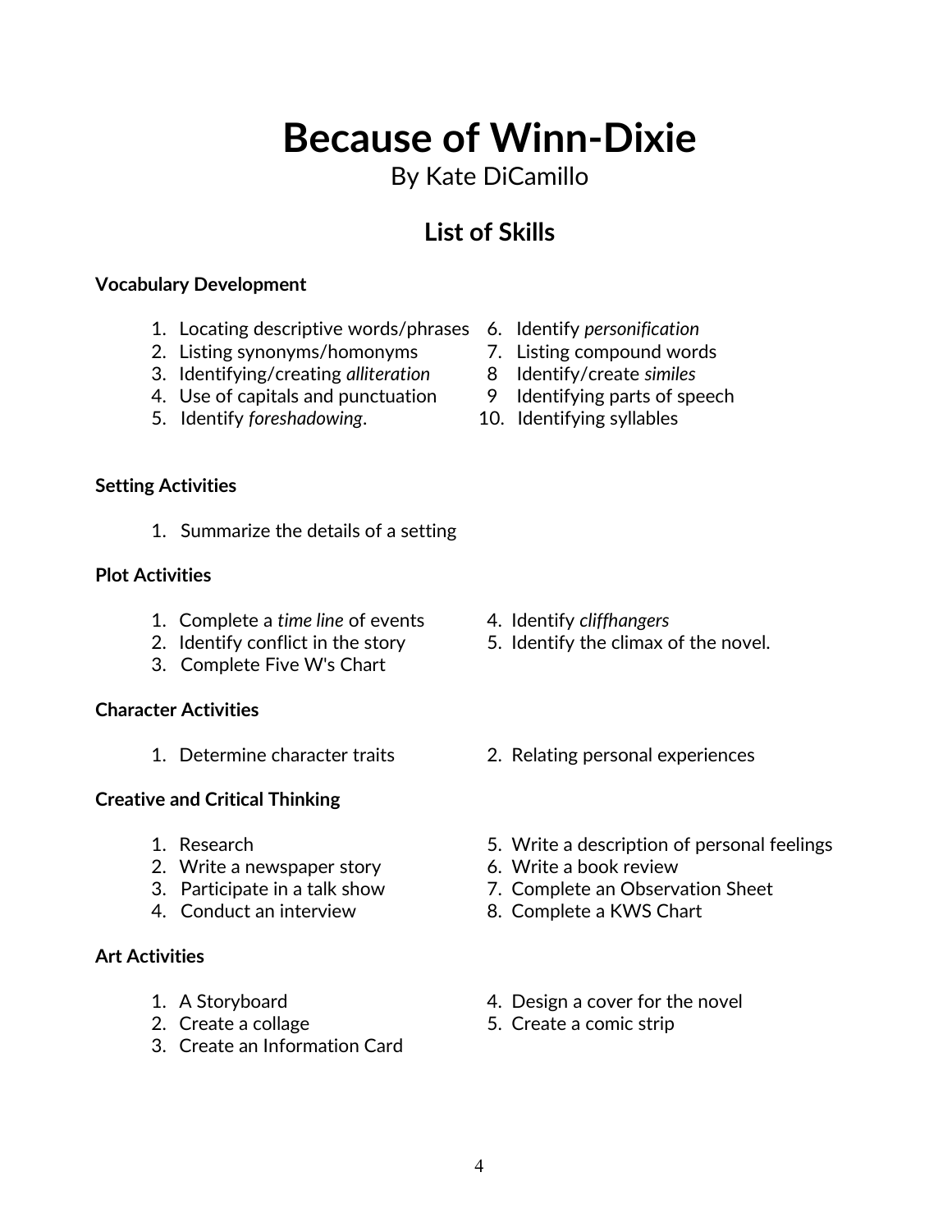# Because of Winn-Dixie

By Kate DiCamillo

## List of Skills

**Vocabulary Development**

1. Locating descriptive words/phrases
2. Listing synonyms/homonyms
3. Identifying/creating *alliteration*
4. Use of capitals and punctuation
5. Identify *foreshadowing*.
6. Identify *personification*
7. Listing compound words
8. Identify/create *similes*
9. Identifying parts of speech
10. Identifying syllables

**Setting Activities**

1. Summarize the details of a setting

**Plot Activities**

1. Complete a *time line* of events
2. Identify conflict in the story
3. Complete Five W's Chart
4. Identify *cliffhangers*
5. Identify the climax of the novel.

**Character Activities**

1. Determine character traits
2. Relating personal experiences

**Creative and Critical Thinking**

1. Research
2. Write a newspaper story
3. Participate in a talk show
4. Conduct an interview
5. Write a description of personal feelings
6. Write a book review
7. Complete an Observation Sheet
8. Complete a KWS Chart

**Art Activities**

1. A Storyboard
2. Create a collage
3. Create an Information Card
4. Design a cover for the novel
5. Create a comic strip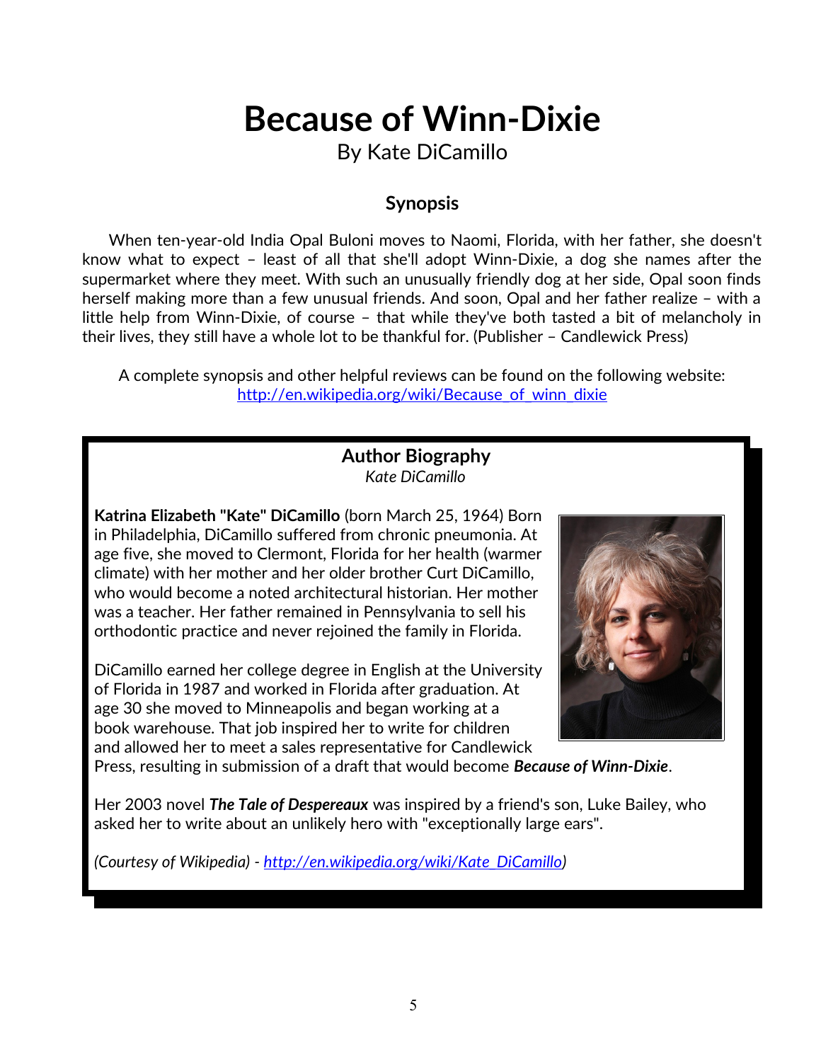# Because of Winn-Dixie

By Kate DiCamillo

### Synopsis

When ten-year-old India Opal Buloni moves to Naomi, Florida, with her father, she doesn't know what to expect – least of all that she'll adopt Winn-Dixie, a dog she names after the supermarket where they meet. With such an unusually friendly dog at her side, Opal soon finds herself making more than a few unusual friends. And soon, Opal and her father realize – with a little help from Winn-Dixie, of course – that while they've both tasted a bit of melancholy in their lives, they still have a whole lot to be thankful for. (Publisher – Candlewick Press)

A complete synopsis and other helpful reviews can be found on the following website: http://en.wikipedia.org/wiki/Because_of_winn_dixie

### Author Biography

*Kate DiCamillo*

**Katrina Elizabeth "Kate" DiCamillo** (born March 25, 1964) Born in Philadelphia, DiCamillo suffered from chronic pneumonia. At age five, she moved to Clermont, Florida for her health (warmer climate) with her mother and her older brother Curt DiCamillo, who would become a noted architectural historian. Her mother was a teacher. Her father remained in Pennsylvania to sell his orthodontic practice and never rejoined the family in Florida.

DiCamillo earned her college degree in English at the University of Florida in 1987 and worked in Florida after graduation. At age 30 she moved to Minneapolis and began working at a book warehouse. That job inspired her to write for children and allowed her to meet a sales representative for Candlewick Press, resulting in submission of a draft that would become ***Because of Winn-Dixie***.

Her 2003 novel ***The Tale of Despereaux*** was inspired by a friend's son, Luke Bailey, who asked her to write about an unlikely hero with "exceptionally large ears".

*(Courtesy of Wikipedia) - http://en.wikipedia.org/wiki/Kate_DiCamillo)*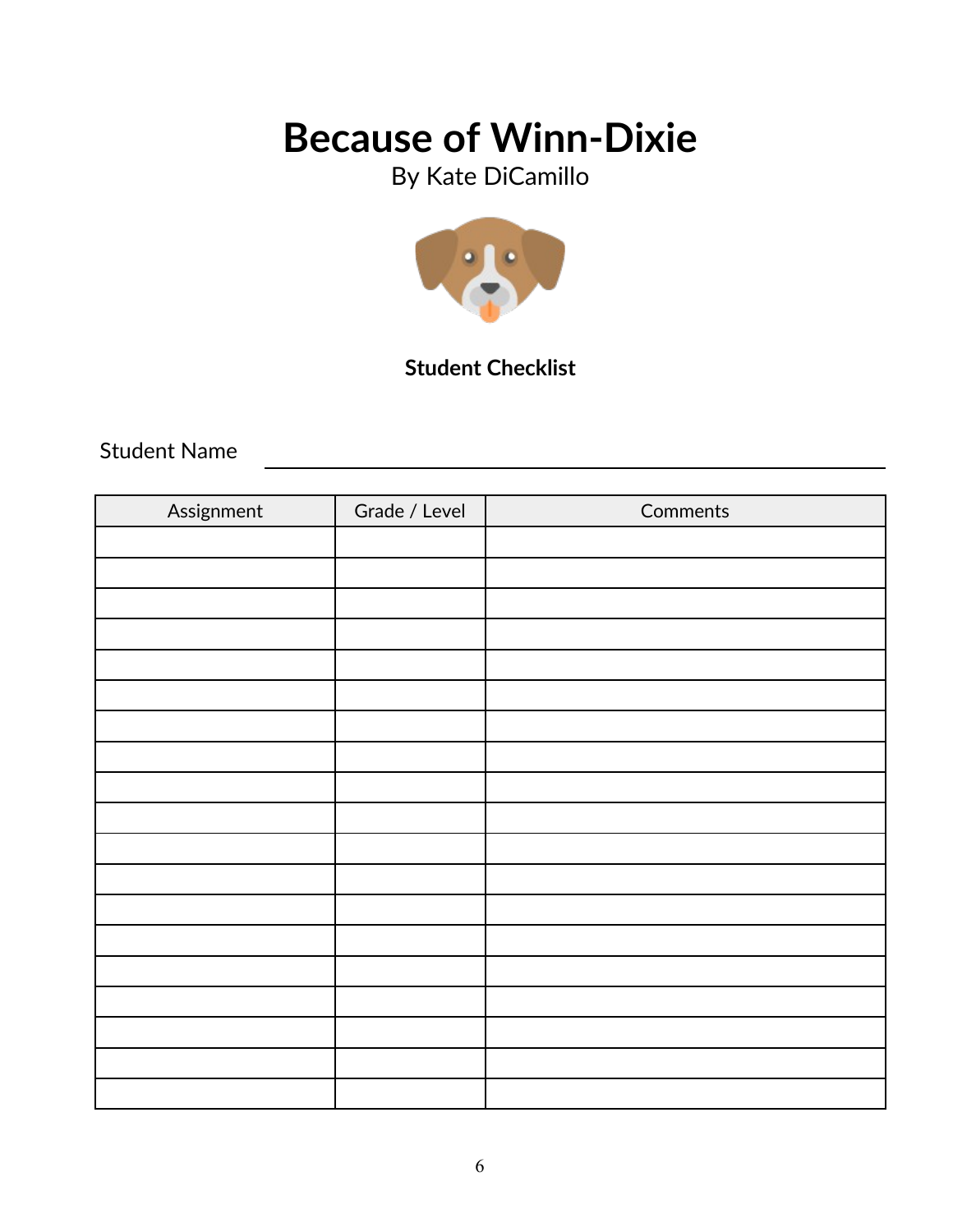# Because of Winn-Dixie

By Kate DiCamillo

**Student Checklist**

Student Name ______________________________

| Assignment | Grade / Level | Comments |
|---|---|---|
| | | |
| | | |
| | | |
| | | |
| | | |
| | | |
| | | |
| | | |
| | | |
| | | |
| | | |
| | | |
| | | |
| | | |
| | | |
| | | |
| | | |
| | | |
| | | |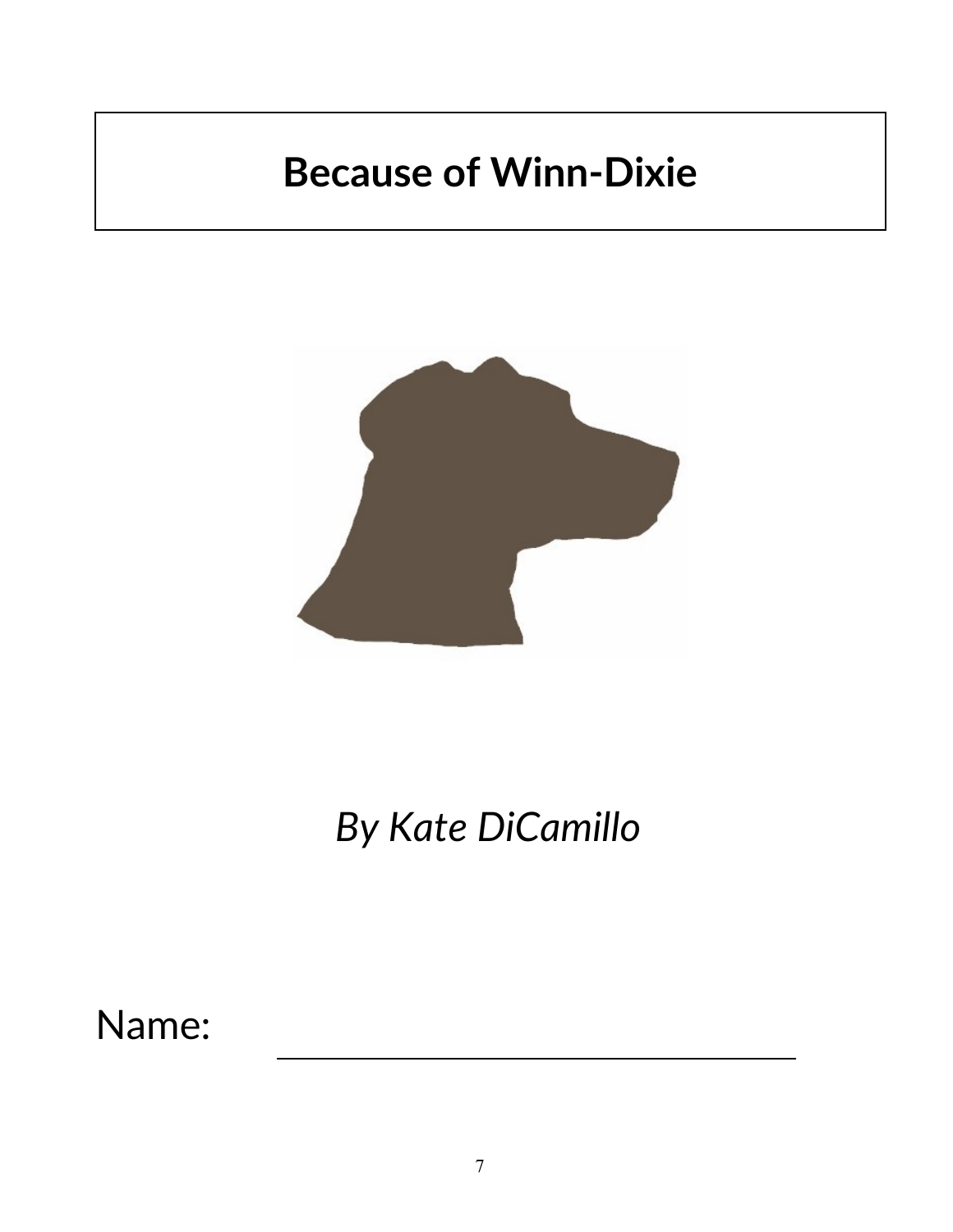# Because of Winn-Dixie

*By Kate DiCamillo*

Name: ______________________________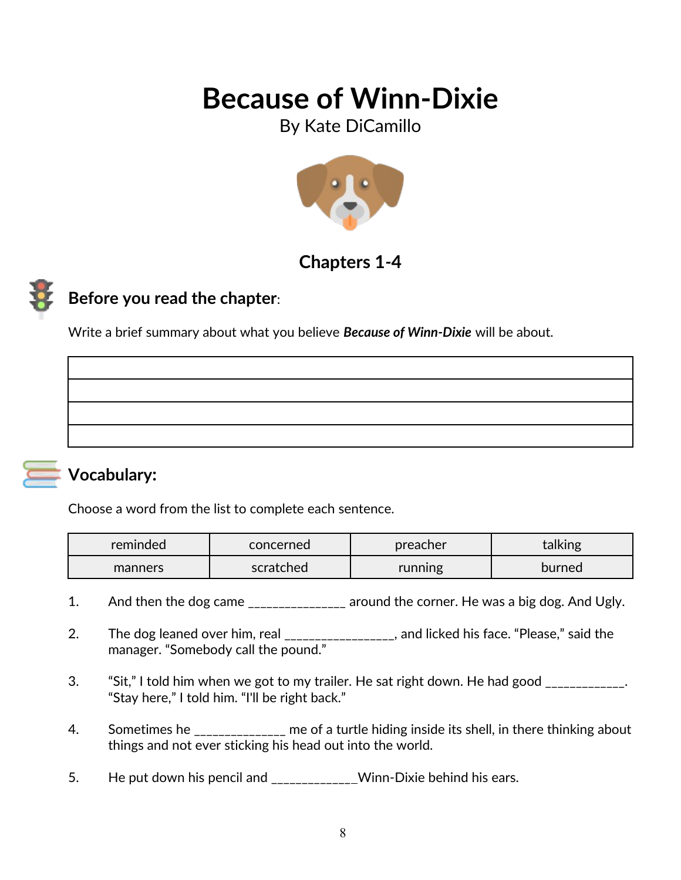# Because of Winn-Dixie

By Kate DiCamillo

## Chapters 1-4

### Before you read the chapter:

Write a brief summary about what you believe ***Because of Winn-Dixie*** will be about.

| |
|---|
| |
| |
| |
| |

### Vocabulary:

Choose a word from the list to complete each sentence.

| reminded | concerned | preacher | talking |
|---|---|---|---|
| manners | scratched | running | burned |

1. And then the dog came _______________ around the corner. He was a big dog. And Ugly.

2. The dog leaned over him, real _________________, and licked his face. "Please," said the manager. "Somebody call the pound."

3. "Sit," I told him when we got to my trailer. He sat right down. He had good ____________. "Stay here," I told him. "I'll be right back."

4. Sometimes he ______________ me of a turtle hiding inside its shell, in there thinking about things and not ever sticking his head out into the world.

5. He put down his pencil and _____________Winn-Dixie behind his ears.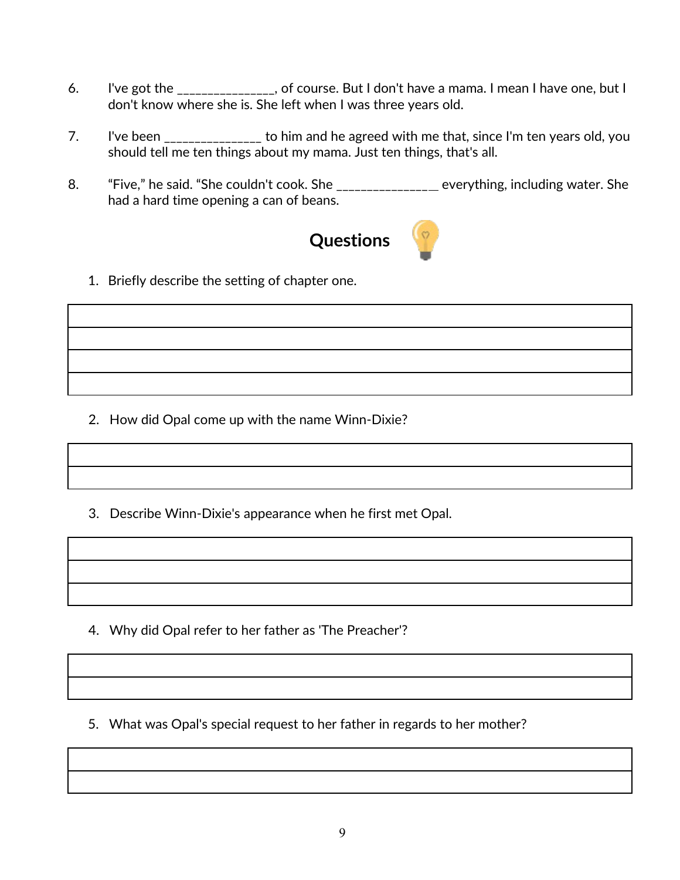6. I've got the _______________, of course. But I don't have a mama. I mean I have one, but I don't know where she is. She left when I was three years old.

7. I've been _______________ to him and he agreed with me that, since I'm ten years old, you should tell me ten things about my mama. Just ten things, that's all.

8. "Five," he said. "She couldn't cook. She _______________ everything, including water. She had a hard time opening a can of beans.

## Questions

1. Briefly describe the setting of chapter one.

| |
|---|
| |
| |
| |
| |

2. How did Opal come up with the name Winn-Dixie?

| |
|---|
| |
| |

3. Describe Winn-Dixie's appearance when he first met Opal.

| |
|---|
| |
| |
| |

4. Why did Opal refer to her father as 'The Preacher'?

| |
|---|
| |
| |

5. What was Opal's special request to her father in regards to her mother?

| |
|---|
| |
| |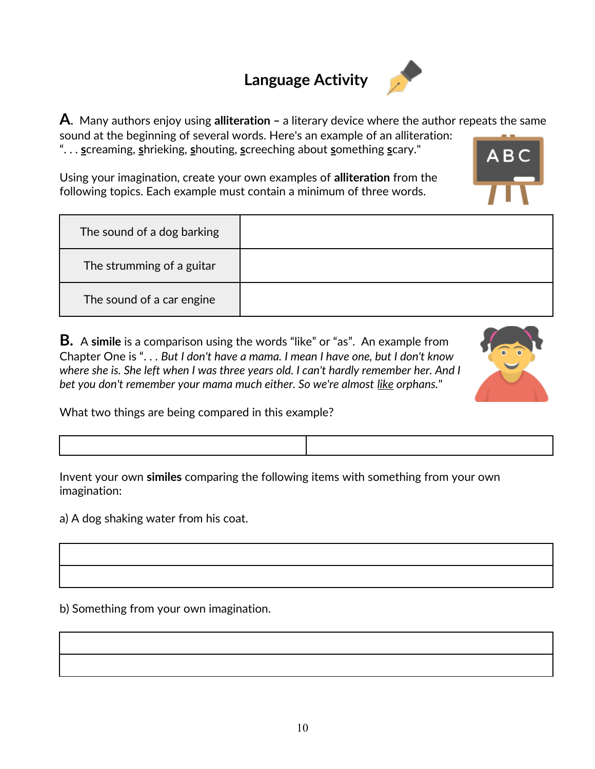# Language Activity

**A.** Many authors enjoy using **alliteration –** a literary device where the author repeats the same sound at the beginning of several words. Here's an example of an alliteration: ". . . <u>s</u>creaming, <u>s</u>hrieking, <u>s</u>houting, <u>s</u>creeching about <u>s</u>omething <u>s</u>cary."

Using your imagination, create your own examples of **alliteration** from the following topics. Each example must contain a minimum of three words.

| | |
|---|---|
| The sound of a dog barking | |
| The strumming of a guitar | |
| The sound of a car engine | |

**B.** A **simile** is a comparison using the words "like" or "as". An example from Chapter One is ". . . *But I don't have a mama. I mean I have one, but I don't know where she is. She left when I was three years old. I can't hardly remember her. And I bet you don't remember your mama much either. So we're almost* <u>*like*</u> *orphans.*"

What two things are being compared in this example?

| | |
|---|---|
| | |

Invent your own **similes** comparing the following items with something from your own imagination:

a) A dog shaking water from his coat.

| |
|---|
| |
| |

b) Something from your own imagination.

| |
|---|
| |
| |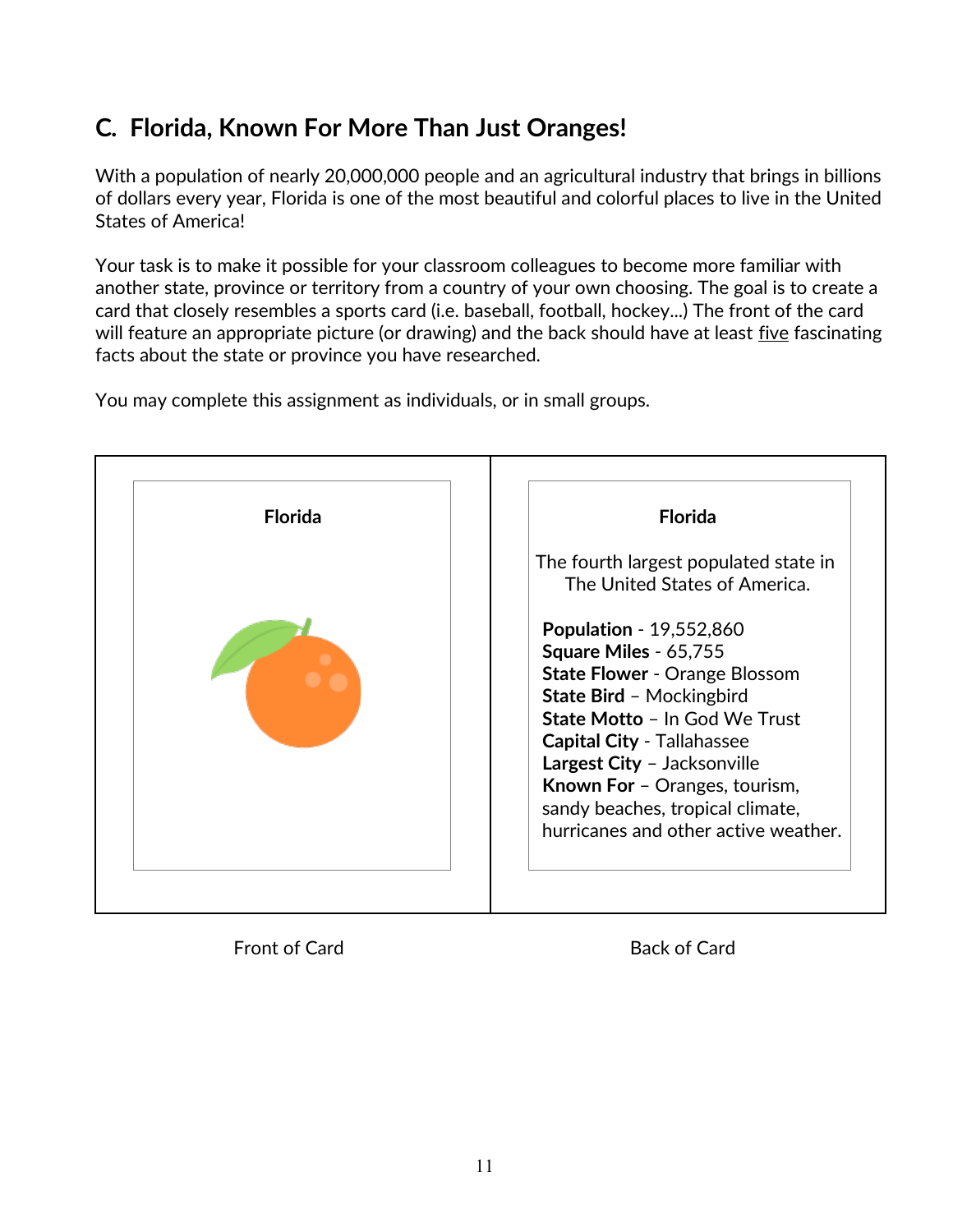## C. Florida, Known For More Than Just Oranges!

With a population of nearly 20,000,000 people and an agricultural industry that brings in billions of dollars every year, Florida is one of the most beautiful and colorful places to live in the United States of America!

Your task is to make it possible for your classroom colleagues to become more familiar with another state, province or territory from a country of your own choosing. The goal is to create a card that closely resembles a sports card (i.e. baseball, football, hockey...) The front of the card will feature an appropriate picture (or drawing) and the back should have at least five fascinating facts about the state or province you have researched.

You may complete this assignment as individuals, or in small groups.

| Front of Card | Back of Card |
| --- | --- |
| **Florida** | **Florida**<br><br>The fourth largest populated state in The United States of America.<br><br>**Population** - 19,552,860<br>**Square Miles** - 65,755<br>**State Flower** - Orange Blossom<br>**State Bird** – Mockingbird<br>**State Motto** – In God We Trust<br>**Capital City** - Tallahassee<br>**Largest City** – Jacksonville<br>**Known For** – Oranges, tourism, sandy beaches, tropical climate, hurricanes and other active weather. |